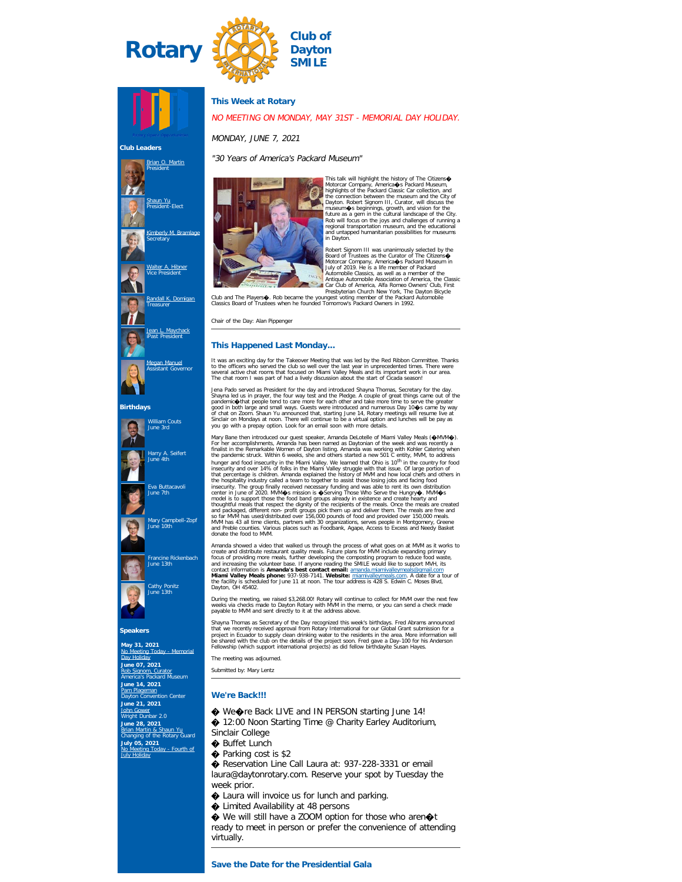# Rotary Club of Dayton SMILE

Rotary Opens Opportunities

## Club Leaders

Brian O. Martin
President

Shaun Yu
President-Elect

Kimberly M. Bramlage
Secretary

Walter A. Hibner
Vice President

Randall K. Dornigan
Treasurer

Jean L. Maychack
iPast President

Megan Manuel
Assistant Governor

## Birthdays

William Couts
June 3rd

Harry A. Seifert
June 4th

Eva Buttacavoli
June 7th

Mary Campbell-Zopf
June 10th

Francine Rickenbach
June 13th

Cathy Ponitz
June 13th

## Speakers

**May 31, 2021**
No Meeting Today - Memorial Day Holiday

**June 07, 2021**
Rob Signom, Curator
America's Packard Museum

**June 14, 2021**
Pam Plageman
Dayton Convention Center

**June 21, 2021**
John Gower
Wright Dunbar 2.0

**June 28, 2021**
Brian Martin & Shaun Yu
Changing of the Rotary Guard

**July 05, 2021**
No Meeting Today - Fourth of July Holiday

## This Week at Rotary

*NO MEETING ON MONDAY, MAY 31ST - MEMORIAL DAY HOLIDAY.*

*MONDAY, JUNE 7, 2021*

*"30 Years of America's Packard Museum"*

This talk will highlight the history of The Citizens� Motorcar Company, America�s Packard Museum, highlights of the Packard Classic Car collection, and the connection between the museum and the City of Dayton. Robert Signom III, Curator, will discuss the museum�s beginnings, growth, and vision for the future as a gem in the cultural landscape of the City. Rob will focus on the joys and challenges of running a regional transportation museum, and the educational and untapped humanitarian possibilities for museums in Dayton.

Robert Signom III was unanimously selected by the Board of Trustees as the Curator of The Citizens� Motorcar Company, America�s Packard Museum in July of 2019. He is a life member of Packard Automobile Classics, as well as a member of the Antique Automobile Association of America, the Classic Car Club of America, Alfa Romeo Owners' Club, First Presbyterian Church New York, The Dayton Bicycle Club and The Players�. Rob became the youngest voting member of the Packard Automobile Classics Board of Trustees when he founded Tomorrow's Packard Owners in 1992.

Chair of the Day: Alan Pippenger

## This Happened Last Monday...

It was an exciting day for the Takeover Meeting that was led by the Red Ribbon Committee. Thanks to the officers who served the club so well over the last year in unprecedented times. There were several active chat rooms that focused on Miami Valley Meals and its important work in our area. The chat room I was part of had a lively discussion about the start of Cicada season!

Jena Pado served as President for the day and introduced Shayna Thomas, Secretary for the day. Shayna led us in prayer, the four way test and the Pledge. A couple of great things came out of the pandemic�that people tend to care more for each other and take more time to serve the greater good in both large and small ways. Guests were introduced and numerous Day 10�s came by way of chat on Zoom. Shaun Yu announced that, starting June 14, Rotary meetings will resume live at Sinclair on Mondays at noon. There will continue to be a virtual option and lunches will be pay as you go with a prepay option. Look for an email soon with more details.

Mary Bane then introduced our guest speaker, Amanda DeLotelle of Miami Valley Meals (�MVM�). For her accomplishments, Amanda has been named as Daytonian of the week and was recently a finalist in the Remarkable Women of Dayton listing. Amanda was working with Kohler Catering when the pandemic struck. Within 6 weeks, she and others started a new 501 C entity, MVM, to address hunger and food insecurity in the Miami Valley. We learned that Ohio is 10th in the country for food insecurity and over 14% of folks in the Miami Valley struggle with that issue. Of large portion of that percentage is children. Amanda explained the history of MVM and how local chefs and others in the hospitality industry called a team to together to assist those losing jobs and facing food insecurity. The group finally received necessary funding and was able to rent its own distribution center in June of 2020. MVM�s mission is �Serving Those Who Serve the Hungry�. MVM�s model is to support those the food band groups already in existence and create hearty and thoughtful meals that respect the dignity of the recipients of the meals. Once the meals are created and packaged, different non- profit groups pick them up and deliver them. The meals are free and so far MVM has used/distributed over 156,000 pounds of food and provided over 150,000 meals. MVM has 43 all time clients, partners with 30 organizations, serves people in Montgomery, Greene and Preble counties. Various places such as Foodbank, Agape, Access to Excess and Needy Basket donate the food to MVM.

Amanda showed a video that walked us through the process of what goes on at MVM as it works to create and distribute restaurant quality meals. Future plans for MVM include expanding primary focus of providing more meals, further developing the composting program to reduce food waste, and increasing the volunteer base. If anyone reading the SMILE would like to support MVH, its contact information is **Amanda's best contact email:** amanda.miamivalleymeals@gmail.com **Miami Valley Meals phone:** 937-938-7141. **Website:** miamivalleymeals.com. A date for a tour of the facility is scheduled for June 11 at noon. The tour address is 428 S. Edwin C. Moses Blvd, Dayton, OH 45402.

During the meeting, we raised $3,268.00! Rotary will continue to collect for MVM over the next few weeks via checks made to Dayton Rotary with MVM in the memo, or you can send a check made payable to MVM and sent directly to it at the address above.

Shayna Thomas as Secretary of the Day recognized this week's birthdays. Fred Abrams announced that we recently received approval from Rotary International for our Global Grant submission for a project in Ecuador to supply clean drinking water to the residents in the area. More information will be shared with the club on the details of the project soon. Fred gave a Day-100 for his Anderson Fellowship (which support international projects) as did fellow birthdayite Susan Hayes.

The meeting was adjourned.

Submitted by: Mary Lentz

## We're Back!!!

- � We�re Back LIVE and IN PERSON starting June 14!
- � 12:00 Noon Starting Time @ Charity Earley Auditorium, Sinclair College
- � Buffet Lunch
- � Parking cost is $2
- � Reservation Line Call Laura at: 937-228-3331 or email laura@daytonrotary.com. Reserve your spot by Tuesday the week prior.
- � Laura will invoice us for lunch and parking.
- � Limited Availability at 48 persons
- � We will still have a ZOOM option for those who aren�t ready to meet in person or prefer the convenience of attending virtually.

## Save the Date for the Presidential Gala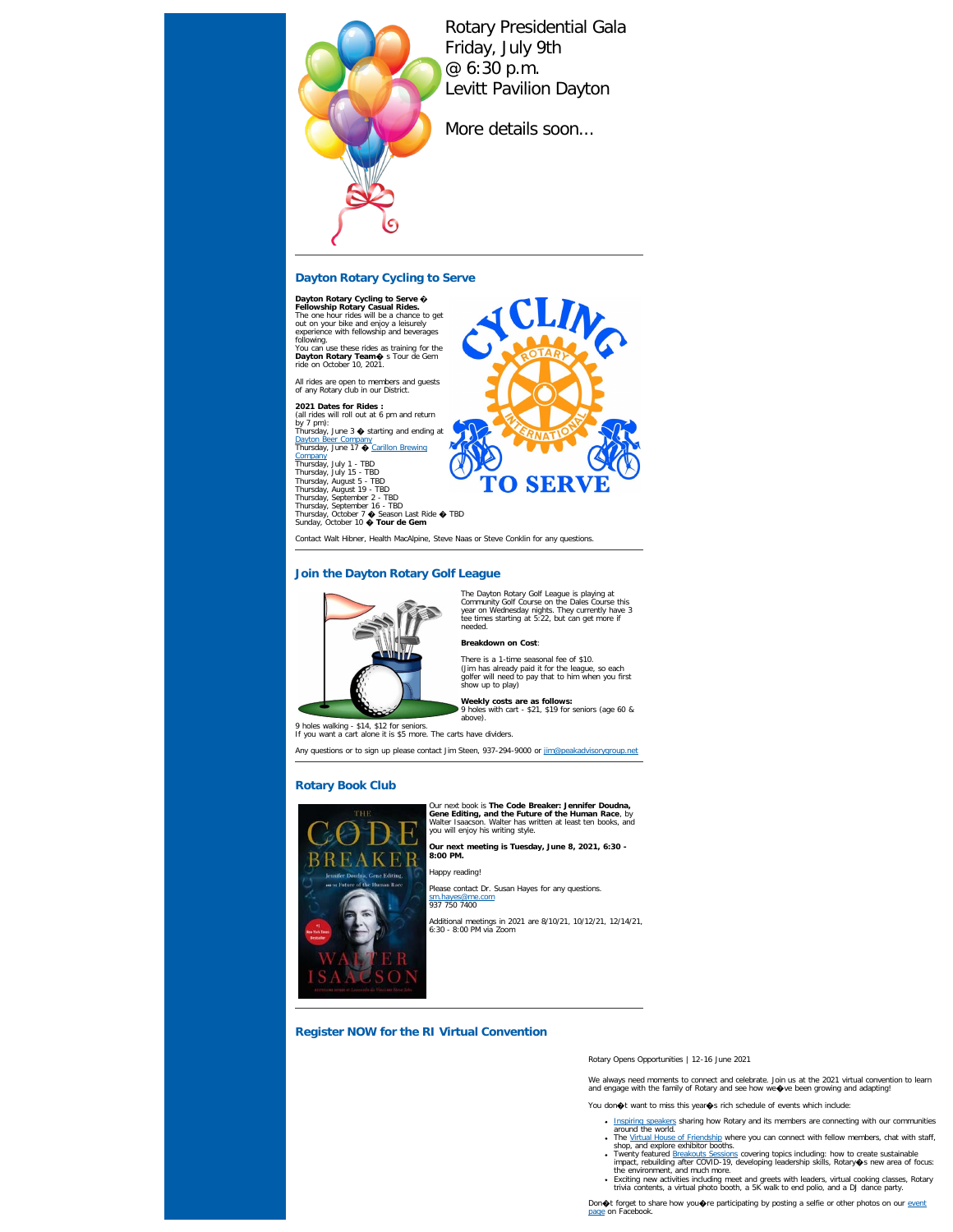Rotary Presidential Gala
Friday, July 9th
@ 6:30 p.m.
Levitt Pavilion Dayton

More details soon...

---

## Dayton Rotary Cycling to Serve

**Dayton Rotary Cycling to Serve � Fellowship Rotary Casual Rides.**
The one hour rides will be a chance to get out on your bike and enjoy a leisurely experience with fellowship and beverages following.
You can use these rides as training for the **Dayton Rotary Team�** s Tour de Gem ride on October 10, 2021.

All rides are open to members and guests of any Rotary club in our District.

**2021 Dates for Rides :**
(all rides will roll out at 6 pm and return by 7 pm):
Thursday, June 3 � starting and ending at [Dayton Beer Company]()
Thursday, June 17 � [Carillon Brewing Company]()
Thursday, July 1 - TBD
Thursday, July 15 - TBD
Thursday, August 5 - TBD
Thursday, August 19 - TBD
Thursday, September 2 - TBD
Thursday, September 16 - TBD
Thursday, October 7 � Season Last Ride � TBD
Sunday, October 10 � **Tour de Gem**

Contact Walt Hibner, Health MacAlpine, Steve Naas or Steve Conklin for any questions.

---

## Join the Dayton Rotary Golf League

The Dayton Rotary Golf League is playing at Community Golf Course on the Dales Course this year on Wednesday nights. They currently have 3 tee times starting at 5:22, but can get more if needed.

**Breakdown on Cost**:

There is a 1-time seasonal fee of $10.
(Jim has already paid it for the league, so each golfer will need to pay that to him when you first show up to play)

**Weekly costs are as follows:**
9 holes with cart - $21, $19 for seniors (age 60 & above).
9 holes walking - $14, $12 for seniors.
If you want a cart alone it is $5 more. The carts have dividers.

Any questions or to sign up please contact Jim Steen, 937-294-9000 or [jim@peakadvisorygroup.net]()

---

## Rotary Book Club

Our next book is **The Code Breaker: Jennifer Doudna, Gene Editing, and the Future of the Human Race**, by Walter Isaacson. Walter has written at least ten books, and you will enjoy his writing style.

**Our next meeting is Tuesday, June 8, 2021, 6:30 - 8:00 PM.**

Happy reading!

Please contact Dr. Susan Hayes for any questions.
[sm.hayes@me.com]()
937 750 7400

Additional meetings in 2021 are 8/10/21, 10/12/21, 12/14/21, 6:30 - 8:00 PM via Zoom

---

## Register NOW for the RI Virtual Convention

Rotary Opens Opportunities | 12-16 June 2021

We always need moments to connect and celebrate. Join us at the 2021 virtual convention to learn and engage with the family of Rotary and see how we�ve been growing and adapting!

You don�t want to miss this year�s rich schedule of events which include:

- [Inspiring speakers]() sharing how Rotary and its members are connecting with our communities around the world.
- The [Virtual House of Friendship]() where you can connect with fellow members, chat with staff, shop, and explore exhibitor booths.
- Twenty featured [Breakouts Sessions]() covering topics including: how to create sustainable impact, rebuilding after COVID-19, developing leadership skills, Rotary�s new area of focus: the environment, and much more.
- Exciting new activities including meet and greets with leaders, virtual cooking classes, Rotary trivia contents, a virtual photo booth, a 5K walk to end polio, and a DJ dance party.

Don�t forget to share how you�re participating by posting a selfie or other photos on our [event page]() on Facebook.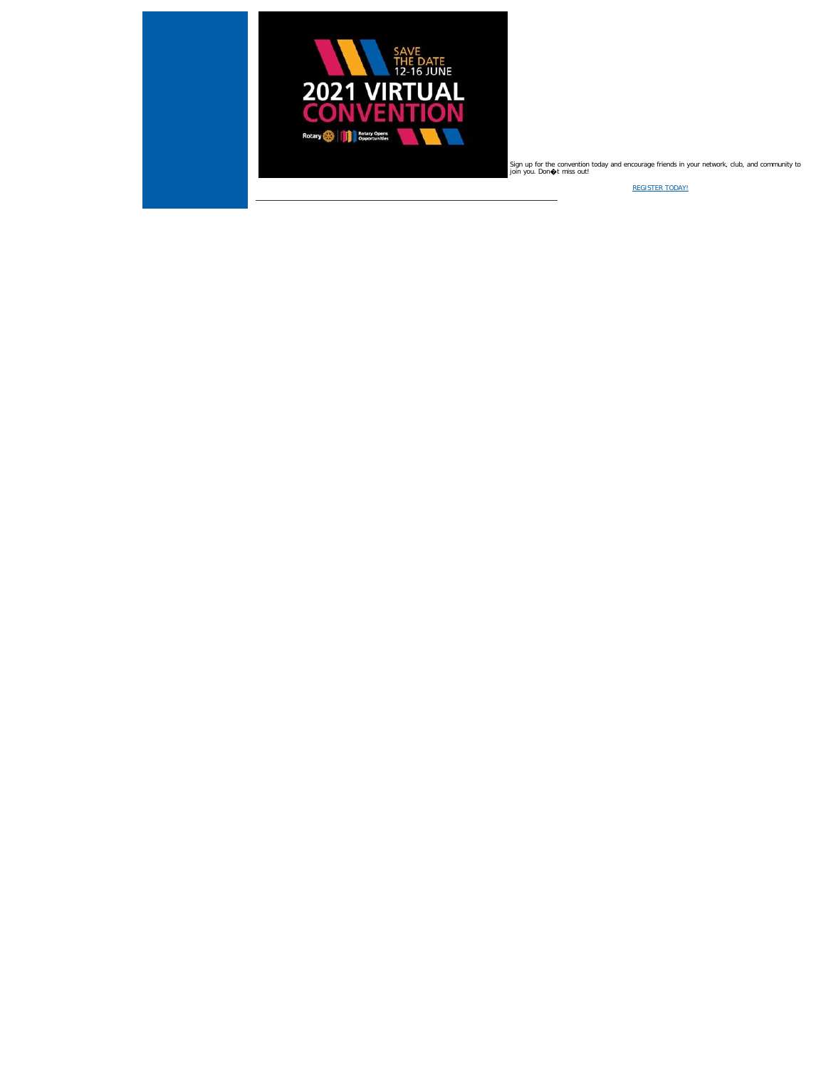Sign up for the convention today and encourage friends in your network, club, and community to join you. Don�t miss out!

REGISTER TODAY!